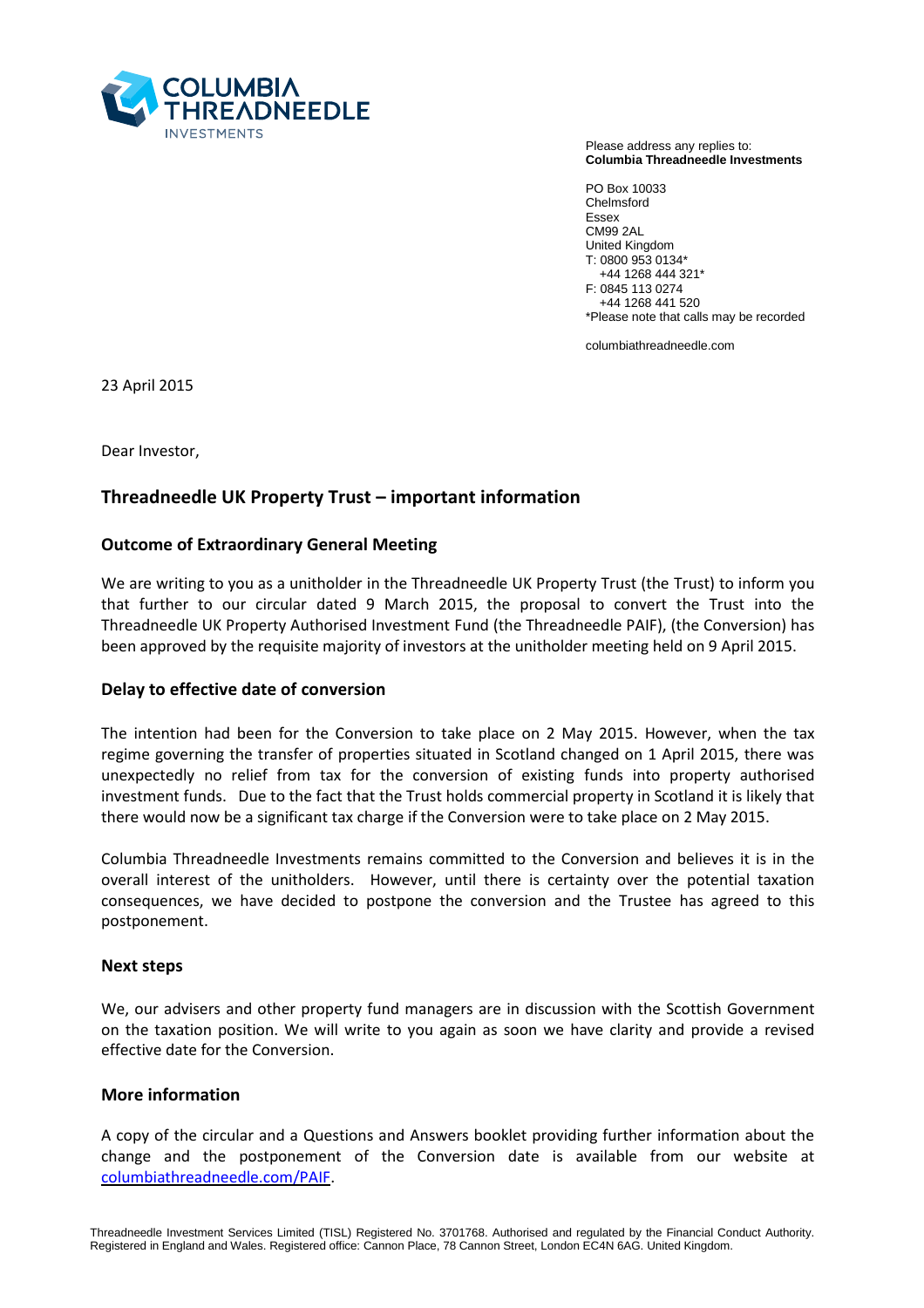COLUMBIA THREADNEEDLE INVESTMENTS

Please address any replies to:
**Columbia Threadneedle Investments**

PO Box 10033
Chelmsford
Essex
CM99 2AL
United Kingdom
T: 0800 953 0134*
+44 1268 444 321*
F: 0845 113 0274
+44 1268 441 520
*Please note that calls may be recorded

columbiathreadneedle.com

23 April 2015

Dear Investor,

## Threadneedle UK Property Trust – important information

### Outcome of Extraordinary General Meeting

We are writing to you as a unitholder in the Threadneedle UK Property Trust (the Trust) to inform you that further to our circular dated 9 March 2015, the proposal to convert the Trust into the Threadneedle UK Property Authorised Investment Fund (the Threadneedle PAIF), (the Conversion) has been approved by the requisite majority of investors at the unitholder meeting held on 9 April 2015.

### Delay to effective date of conversion

The intention had been for the Conversion to take place on 2 May 2015. However, when the tax regime governing the transfer of properties situated in Scotland changed on 1 April 2015, there was unexpectedly no relief from tax for the conversion of existing funds into property authorised investment funds. Due to the fact that the Trust holds commercial property in Scotland it is likely that there would now be a significant tax charge if the Conversion were to take place on 2 May 2015.

Columbia Threadneedle Investments remains committed to the Conversion and believes it is in the overall interest of the unitholders. However, until there is certainty over the potential taxation consequences, we have decided to postpone the conversion and the Trustee has agreed to this postponement.

### Next steps

We, our advisers and other property fund managers are in discussion with the Scottish Government on the taxation position. We will write to you again as soon we have clarity and provide a revised effective date for the Conversion.

### More information

A copy of the circular and a Questions and Answers booklet providing further information about the change and the postponement of the Conversion date is available from our website at [columbiathreadneedle.com/PAIF](columbiathreadneedle.com/PAIF).

Threadneedle Investment Services Limited (TISL) Registered No. 3701768. Authorised and regulated by the Financial Conduct Authority. Registered in England and Wales. Registered office: Cannon Place, 78 Cannon Street, London EC4N 6AG. United Kingdom.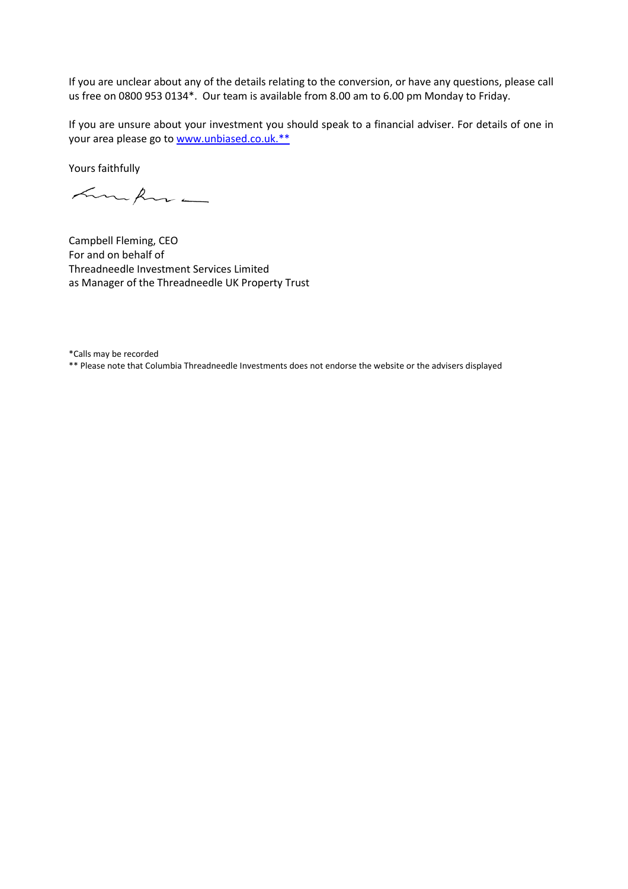If you are unclear about any of the details relating to the conversion, or have any questions, please call us free on 0800 953 0134*. Our team is available from 8.00 am to 6.00 pm Monday to Friday.

If you are unsure about your investment you should speak to a financial adviser. For details of one in your area please go to [www.unbiased.co.uk.**](http://www.unbiased.co.uk)

Yours faithfully

Campbell Fleming, CEO
For and on behalf of
Threadneedle Investment Services Limited
as Manager of the Threadneedle UK Property Trust

*Calls may be recorded

** Please note that Columbia Threadneedle Investments does not endorse the website or the advisers displayed